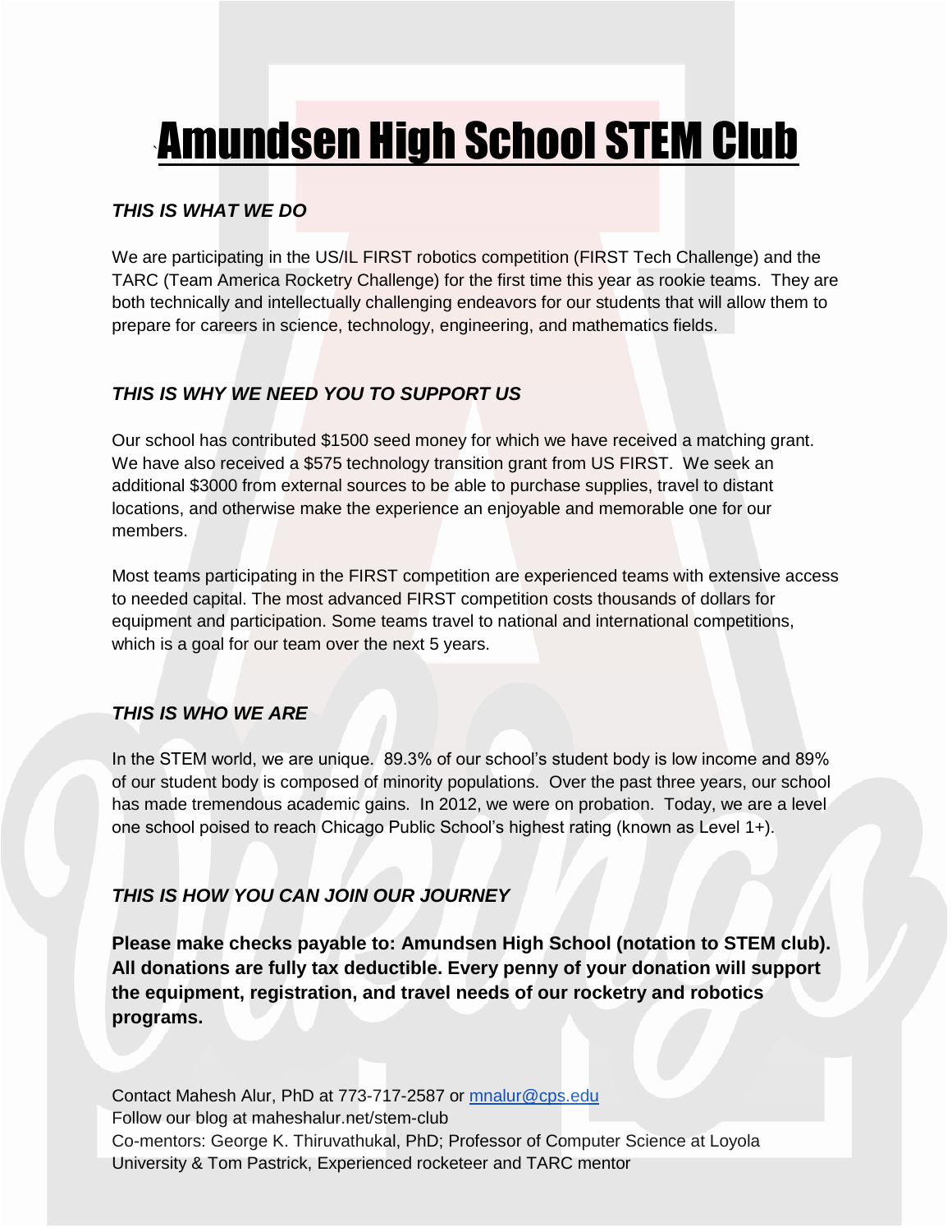# Amundsen High School STEM Club

### *THIS IS WHAT WE DO*

We are participating in the US/IL FIRST robotics competition (FIRST Tech Challenge) and the TARC (Team America Rocketry Challenge) for the first time this year as rookie teams. They are both technically and intellectually challenging endeavors for our students that will allow them to prepare for careers in science, technology, engineering, and mathematics fields.

### *THIS IS WHY WE NEED YOU TO SUPPORT US*

Our school has contributed $1500 seed money for which we have received a matching grant. We have also received a $575 technology transition grant from US FIRST. We seek an additional $3000 from external sources to be able to purchase supplies, travel to distant locations, and otherwise make the experience an enjoyable and memorable one for our members.

Most teams participating in the FIRST competition are experienced teams with extensive access to needed capital. The most advanced FIRST competition costs thousands of dollars for equipment and participation. Some teams travel to national and international competitions, which is a goal for our team over the next 5 years.

### *THIS IS WHO WE ARE*

In the STEM world, we are unique. 89.3% of our school's student body is low income and 89% of our student body is composed of minority populations. Over the past three years, our school has made tremendous academic gains. In 2012, we were on probation. Today, we are a level one school poised to reach Chicago Public School's highest rating (known as Level 1+).

### *THIS IS HOW YOU CAN JOIN OUR JOURNEY*

**Please make checks payable to: Amundsen High School (notation to STEM club). All donations are fully tax deductible. Every penny of your donation will support the equipment, registration, and travel needs of our rocketry and robotics programs.**

Contact Mahesh Alur, PhD at 773-717-2587 or mnalur@cps.edu
Follow our blog at maheshalur.net/stem-club
Co-mentors: George K. Thiruvathukal, PhD; Professor of Computer Science at Loyola University & Tom Pastrick, Experienced rocketeer and TARC mentor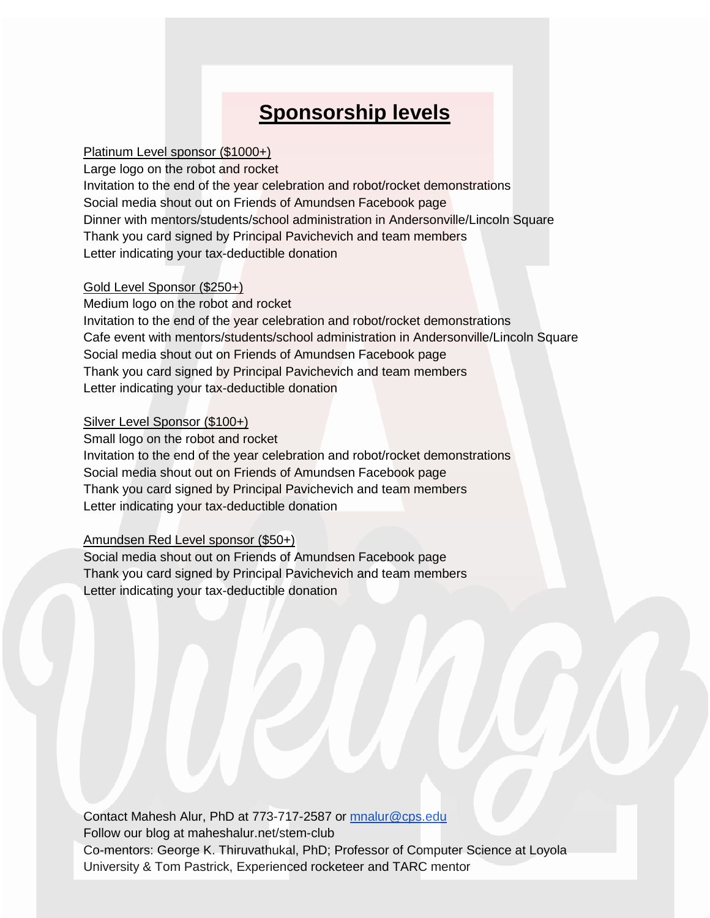# Sponsorship levels

Platinum Level sponsor ($1000+)
Large logo on the robot and rocket
Invitation to the end of the year celebration and robot/rocket demonstrations
Social media shout out on Friends of Amundsen Facebook page
Dinner with mentors/students/school administration in Andersonville/Lincoln Square
Thank you card signed by Principal Pavichevich and team members
Letter indicating your tax-deductible donation

Gold Level Sponsor ($250+)
Medium logo on the robot and rocket
Invitation to the end of the year celebration and robot/rocket demonstrations
Cafe event with mentors/students/school administration in Andersonville/Lincoln Square
Social media shout out on Friends of Amundsen Facebook page
Thank you card signed by Principal Pavichevich and team members
Letter indicating your tax-deductible donation

Silver Level Sponsor ($100+)
Small logo on the robot and rocket
Invitation to the end of the year celebration and robot/rocket demonstrations
Social media shout out on Friends of Amundsen Facebook page
Thank you card signed by Principal Pavichevich and team members
Letter indicating your tax-deductible donation

Amundsen Red Level sponsor ($50+)
Social media shout out on Friends of Amundsen Facebook page
Thank you card signed by Principal Pavichevich and team members
Letter indicating your tax-deductible donation

Contact Mahesh Alur, PhD at 773-717-2587 or mnalur@cps.edu
Follow our blog at maheshalur.net/stem-club
Co-mentors: George K. Thiruvathukal, PhD; Professor of Computer Science at Loyola University & Tom Pastrick, Experienced rocketeer and TARC mentor